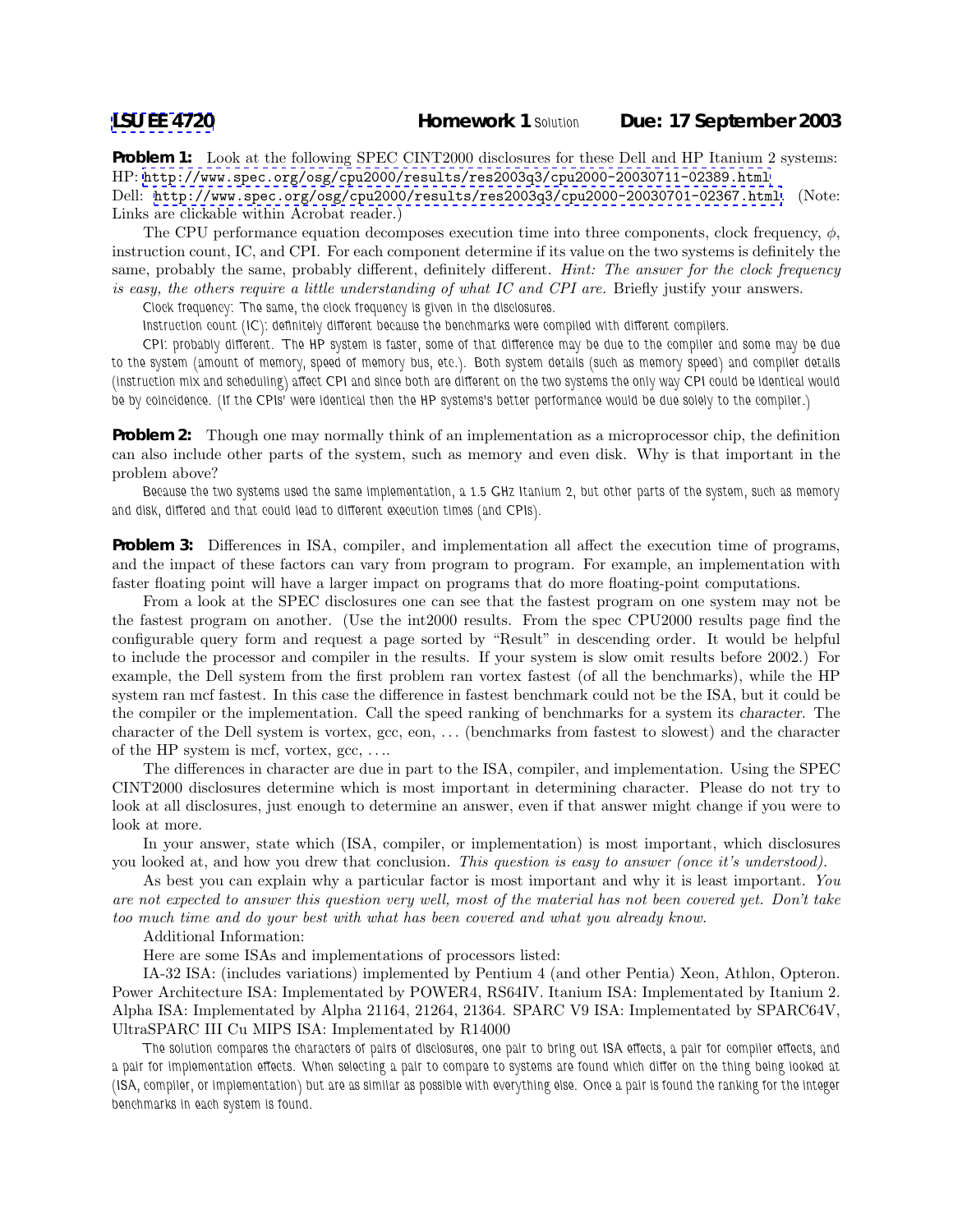**LSU EE 4720** **Homework 1** Solution **Due: 17 September 2003**

**Problem 1:** Look at the following SPEC CINT2000 disclosures for these Dell and HP Itanium 2 systems:
HP: http://www.spec.org/osg/cpu2000/results/res2003q3/cpu2000-20030711-02389.html
Dell: http://www.spec.org/osg/cpu2000/results/res2003q3/cpu2000-20030701-02367.html (Note: Links are clickable within Acrobat reader.)

The CPU performance equation decomposes execution time into three components, clock frequency, $\phi$, instruction count, IC, and CPI. For each component determine if its value on the two systems is definitely the same, probably the same, probably different, definitely different. *Hint: The answer for the clock frequency is easy, the others require a little understanding of what IC and CPI are.* Briefly justify your answers.

Clock frequency: The same, the clock frequency is given in the disclosures.

Instruction count (IC): definitely different because the benchmarks were compiled with different compilers.

CPI: probably different. The HP system is faster, some of that difference may be due to the compiler and some may be due to the system (amount of memory, speed of memory bus, etc.). Both system details (such as memory speed) and compiler details (instruction mix and scheduling) affect CPI and since both are different on the two systems the only way CPI could be identical would be by coincidence. (If the CPIs' were identical then the HP systems's better performance would be due solely to the compiler.)

**Problem 2:** Though one may normally think of an implementation as a microprocessor chip, the definition can also include other parts of the system, such as memory and even disk. Why is that important in the problem above?

Because the two systems used the same implementation, a 1.5 GHz Itanium 2, but other parts of the system, such as memory and disk, differed and that could lead to different execution times (and CPIs).

**Problem 3:** Differences in ISA, compiler, and implementation all affect the execution time of programs, and the impact of these factors can vary from program to program. For example, an implementation with faster floating point will have a larger impact on programs that do more floating-point computations.

From a look at the SPEC disclosures one can see that the fastest program on one system may not be the fastest program on another. (Use the int2000 results. From the spec CPU2000 results page find the configurable query form and request a page sorted by "Result" in descending order. It would be helpful to include the processor and compiler in the results. If your system is slow omit results before 2002.) For example, the Dell system from the first problem ran vortex fastest (of all the benchmarks), while the HP system ran mcf fastest. In this case the difference in fastest benchmark could not be the ISA, but it could be the compiler or the implementation. Call the speed ranking of benchmarks for a system its *character*. The character of the Dell system is vortex, gcc, eon, ... (benchmarks from fastest to slowest) and the character of the HP system is mcf, vortex, gcc, ....

The differences in character are due in part to the ISA, compiler, and implementation. Using the SPEC CINT2000 disclosures determine which is most important in determining character. Please do not try to look at all disclosures, just enough to determine an answer, even if that answer might change if you were to look at more.

In your answer, state which (ISA, compiler, or implementation) is most important, which disclosures you looked at, and how you drew that conclusion. *This question is easy to answer (once it's understood).*

As best you can explain why a particular factor is most important and why it is least important. *You are not expected to answer this question very well, most of the material has not been covered yet. Don't take too much time and do your best with what has been covered and what you already know.*

Additional Information:

Here are some ISAs and implementations of processors listed:

IA-32 ISA: (includes variations) implemented by Pentium 4 (and other Pentia) Xeon, Athlon, Opteron. Power Architecture ISA: Implementated by POWER4, RS64IV. Itanium ISA: Implementated by Itanium 2. Alpha ISA: Implementated by Alpha 21164, 21264, 21364. SPARC V9 ISA: Implementated by SPARC64V, UltraSPARC III Cu MIPS ISA: Implementated by R14000

The solution compares the characters of pairs of disclosures, one pair to bring out ISA effects, a pair for compiler effects, and a pair for implementation effects. When selecting a pair to compare to systems are found which differ on the thing being looked at (ISA, compiler, or implementation) but are as similar as possible with everything else. Once a pair is found the ranking for the integer benchmarks in each system is found.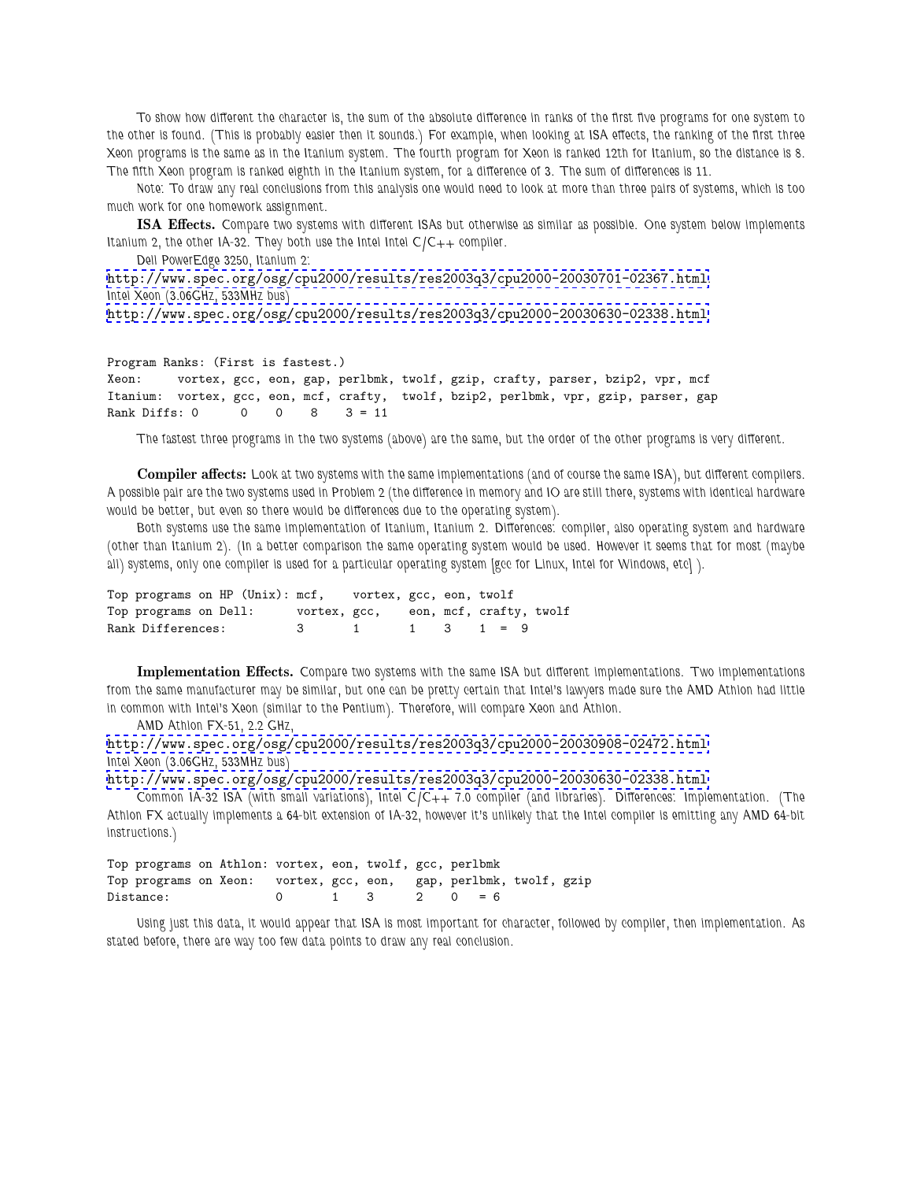To show how different the character is, the sum of the absolute difference in ranks of the first five programs for one system to the other is found. (This is probably easier then it sounds.) For example, when looking at ISA effects, the ranking of the first three Xeon programs is the same as in the Itanium system. The fourth program for Xeon is ranked 12th for Itanium, so the distance is 8. The fifth Xeon program is ranked eighth in the Itanium system, for a difference of 3. The sum of differences is 11.

Note: To draw any real conclusions from this analysis one would need to look at more than three pairs of systems, which is too much work for one homework assignment.

**ISA Effects.** Compare two systems with different ISAs but otherwise as similar as possible. One system below implements Itanium 2, the other IA-32. They both use the Intel Intel C/C++ compiler.

Dell PowerEdge 3250, Itanium 2:
http://www.spec.org/osg/cpu2000/results/res2003q3/cpu2000-20030701-02367.html
Intel Xeon (3.06GHz, 533MHz bus)
http://www.spec.org/osg/cpu2000/results/res2003q3/cpu2000-20030630-02338.html

```
Program Ranks: (First is fastest.)
Xeon:     vortex, gcc, eon, gap, perlbmk, twolf, gzip, crafty, parser, bzip2, vpr, mcf
Itanium:  vortex, gcc, eon, mcf, crafty,  twolf, bzip2, perlbmk, vpr, gzip, parser, gap
Rank Diffs: 0      0    0    8    3 = 11
```

The fastest three programs in the two systems (above) are the same, but the order of the other programs is very different.

**Compiler affects:** Look at two systems with the same implementations (and of course the same ISA), but different compilers. A possible pair are the two systems used in Problem 2 (the difference in memory and IO are still there, systems with identical hardware would be better, but even so there would be differences due to the operating system).

Both systems use the same implementation of Itanium, Itanium 2. Differences: compiler, also operating system and hardware (other than Itanium 2). (In a better comparison the same operating system would be used. However it seems that for most (maybe all) systems, only one compiler is used for a particular operating system [gcc for Linux, Intel for Windows, etc] ).

```
Top programs on HP (Unix): mcf,    vortex, gcc, eon, twolf
Top programs on Dell:      vortex, gcc,    eon, mcf, crafty, twolf
Rank Differences:          3       1       1    3    1  =  9
```

**Implementation Effects.** Compare two systems with the same ISA but different implementations. Two implementations from the same manufacturer may be similar, but one can be pretty certain that Intel's lawyers made sure the AMD Athlon had little in common with Intel's Xeon (similar to the Pentium). Therefore, will compare Xeon and Athlon.

AMD Athlon FX-51, 2.2 GHz,
http://www.spec.org/osg/cpu2000/results/res2003q3/cpu2000-20030908-02472.html
Intel Xeon (3.06GHz, 533MHz bus)
http://www.spec.org/osg/cpu2000/results/res2003q3/cpu2000-20030630-02338.html

Common IA-32 ISA (with small variations), Intel C/C++ 7.0 compiler (and libraries). Differences: Implementation. (The Athlon FX actually implements a 64-bit extension of IA-32, however it's unlikely that the Intel compiler is emitting any AMD 64-bit instructions.)

```
Top programs on Athlon: vortex, eon, twolf, gcc, perlbmk
Top programs on Xeon:   vortex, gcc, eon,   gap, perlbmk, twolf, gzip
Distance:               0       1    3      2    0    = 6
```

Using just this data, it would appear that ISA is most important for character, followed by compiler, then implementation. As stated before, there are way too few data points to draw any real conclusion.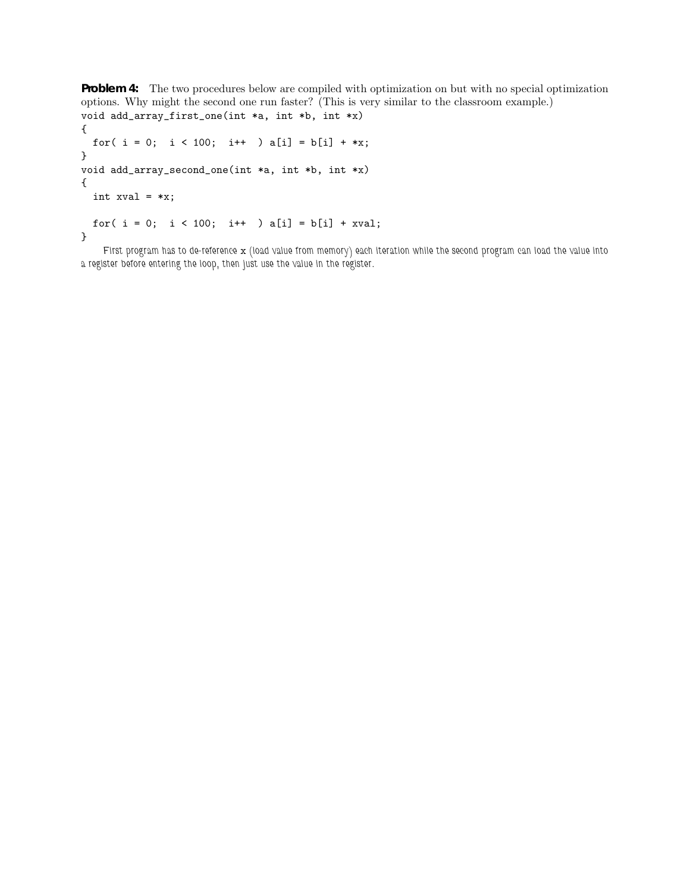**Problem 4:** The two procedures below are compiled with optimization on but with no special optimization options. Why might the second one run faster? (This is very similar to the classroom example.)

```
void add_array_first_one(int *a, int *b, int *x)
{
  for( i = 0;  i < 100;  i++  ) a[i] = b[i] + *x;
}
void add_array_second_one(int *a, int *b, int *x)
{
  int xval = *x;

  for( i = 0;  i < 100;  i++  ) a[i] = b[i] + xval;
}
```

First program has to de-reference `x` (load value from memory) each iteration while the second program can load the value into a register before entering the loop, then just use the value in the register.